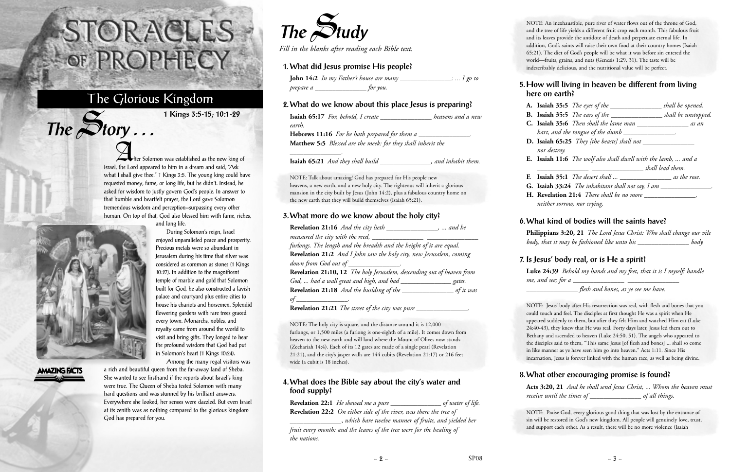# STORACLES OF PROPHECY

## The Glorious Kingdom

## The Story . . .

**1 Kings 3:5-15; 10:1-29**

After Solomon was established as the new king of Israel, the Lord appeared to him in a dream and said, "Ask what I shall give thee." 1 Kings 3:5. The young king could have requested money, fame, or long life, but he didn't. Instead, he asked for wisdom to justly govern God's people. In answer to that humble and heartfelt prayer, the Lord gave Solomon tremendous wisdom and perception—surpassing every other human. On top of that, God also blessed him with fame, riches, and long life.

During Solomon's reign, Israel enjoyed unparalleled peace and prosperity. Precious metals were so abundant in Jerusalem during his time that silver was considered as common as stones (1 Kings 10:27). In addition to the magnificent temple of marble and gold that Solomon built for God, he also constructed a lavish palace and courtyard plus entire cities to house his chariots and horsemen. Splendid flowering gardens with rare trees graced every town. Monarchs, nobles, and royalty came from around the world to visit and bring gifts. They longed to hear the profound wisdom that God had put in Solomon's heart (1 Kings 10:24).

Among the many regal visitors was a rich and beautiful queen from the far-away land of Sheba. She wanted to see firsthand if the reports about Israel's king were true. The Queen of Sheba tested Solomon with many hard questions and was stunned by his brilliant answers. Everywhere she looked, her senses were dazzled. But even Israel at its zenith was as nothing compared to the glorious kingdom God has prepared for you.

AMAZING FACTS

## The Study

*Fill in the blanks after reading each Bible text.*

### 1. What did Jesus promise His people?

**John 14:2** *In my Father's house are many \_\_\_\_\_\_\_\_\_\_\_\_\_\_\_: ... I go to prepare a \_\_\_\_\_\_\_\_\_\_\_\_\_\_\_ for you.*

### 2. What do we know about this place Jesus is preparing?

**Isaiah 65:17** *For, behold, I create \_\_\_\_\_\_\_\_\_\_\_\_\_\_\_ heavens and a new earth.*

**Hebrews 11:16** *For he hath prepared for them a \_\_\_\_\_\_\_\_\_\_\_\_\_\_\_.*

**Matthew 5:5** *Blessed are the meek: for they shall inherit the \_\_\_\_\_\_\_\_\_\_\_\_\_\_\_.*

**Isaiah 65:21** *And they shall build \_\_\_\_\_\_\_\_\_\_\_\_\_\_\_, and inhabit them.*

NOTE: Talk about amazing! God has prepared for His people new heavens, a new earth, and a new holy city. The righteous will inherit a glorious mansion in the city built by Jesus (John 14:2), plus a fabulous country home on the new earth that they will build themselves (Isaiah 65:21).

### 3. What more do we know about the holy city?

**Revelation 21:16** *And the city lieth \_\_\_\_\_\_\_\_\_\_\_\_\_\_\_, ... and he measured the city with the reed, \_\_\_\_\_\_\_\_\_\_\_\_\_\_\_ \_\_\_\_\_\_\_\_\_\_\_\_\_\_\_ furlongs. The length and the breadth and the height of it are equal.*

**Revelation 21:2** *And I John saw the holy city, new Jerusalem, coming down from God out of \_\_\_\_\_\_\_\_\_\_\_\_\_\_\_.*

**Revelation 21:10, 12** *The holy Jerusalem, descending out of heaven from God, ... had a wall great and high, and had \_\_\_\_\_\_\_\_\_\_\_\_\_\_\_ gates.*

**Revelation 21:18** *And the building of the \_\_\_\_\_\_\_\_\_\_\_\_\_\_\_ of it was of \_\_\_\_\_\_\_\_\_\_\_\_\_\_\_.*

**Revelation 21:21** *The street of the city was pure \_\_\_\_\_\_\_\_\_\_\_\_\_\_\_.*

NOTE: The holy city is square, and the distance around it is 12,000 furlongs, or 1,500 miles (a furlong is one-eighth of a mile). It comes down from heaven to the new earth and will land where the Mount of Olives now stands (Zechariah 14:4). Each of its 12 gates are made of a single pearl (Revelation 21:21), and the city's jasper walls are 144 cubits (Revelation 21:17) or 216 feet wide (a cubit is 18 inches).

### 4. What does the Bible say about the city's water and food supply?

**Revelation 22:1** *He shewed me a pure \_\_\_\_\_\_\_\_\_\_\_\_\_\_\_ of water of life.*

**Revelation 22:2** *On either side of the river, was there the tree of \_\_\_\_\_\_\_\_\_\_\_\_\_\_\_, which bare twelve manner of fruits, and yielded her fruit every month: and the leaves of the tree were for the healing of the nations.*

NOTE: An inexhaustible, pure river of water flows out of the throne of God, and the tree of life yields a different fruit crop each month. This fabulous fruit and its leaves provide the antidote of death and perpetuate eternal life. In addition, God's saints will raise their own food at their country homes (Isaiah 65:21). The diet of God's people will be what it was before sin entered the world—fruits, grains, and nuts (Genesis 1:29, 31). The taste will be indescribably delicious, and the nutritional value will be perfect.

### 5. How will living in heaven be different from living here on earth?

**A. Isaiah 35:5** *The eyes of the \_\_\_\_\_\_\_\_\_\_\_\_\_\_\_ shall be opened.*

**B. Isaiah 35:5** *The ears of the \_\_\_\_\_\_\_\_\_\_\_\_\_\_\_ shall be unstopped.*

**C. Isaiah 35:6** *Then shall the lame man \_\_\_\_\_\_\_\_\_\_\_\_\_\_\_ as an hart, and the tongue of the dumb \_\_\_\_\_\_\_\_\_\_\_\_\_\_\_.*

**D. Isaiah 65:25** *They [the beasts] shall not \_\_\_\_\_\_\_\_\_\_\_\_\_\_\_ nor destroy.*

**E. Isaiah 11:6** *The wolf also shall dwell with the lamb, ... and a \_\_\_\_\_\_\_\_\_\_\_\_\_\_\_ \_\_\_\_\_\_\_\_\_\_\_\_\_\_\_ shall lead them.*

**F. Isaiah 35:1** *The desert shall ... \_\_\_\_\_\_\_\_\_\_\_\_\_\_\_ as the rose.*

**G. Isaiah 33:24** *The inhabitant shall not say, I am \_\_\_\_\_\_\_\_\_\_\_\_\_\_\_.*

**H. Revelation 21:4** *There shall be no more \_\_\_\_\_\_\_\_\_\_\_\_\_\_\_, neither sorrow, nor crying.*

### 6. What kind of bodies will the saints have?

**Philippians 3:20, 21** *The Lord Jesus Christ: Who shall change our vile body, that it may be fashioned like unto his \_\_\_\_\_\_\_\_\_\_\_\_\_\_\_ body.*

### 7. Is Jesus' body real, or is He a spirit?

**Luke 24:39** *Behold my hands and my feet, that it is I myself: handle me, and see; for a \_\_\_\_\_\_\_\_\_\_\_\_\_\_\_ \_\_\_\_\_\_\_\_\_\_\_\_\_\_\_ \_\_\_\_\_\_\_\_\_\_\_\_\_\_\_ flesh and bones, as ye see me have.*

NOTE: Jesus' body after His resurrection was real, with flesh and bones that you could touch and feel. The disciples at first thought He was a spirit when He appeared suddenly to them, but after they felt Him and watched Him eat (Luke 24:40-43), they knew that He was real. Forty days later, Jesus led them out to Bethany and ascended to heaven (Luke 24:50, 51). The angels who appeared to the disciples said to them, "This same Jesus [of flesh and bones] ... shall so come in like manner as ye have seen him go into heaven." Acts 1:11. Since His incarnation, Jesus is forever linked with the human race, as well as being divine.

### 8. What other encouraging promise is found?

**Acts 3:20, 21** *And he shall send Jesus Christ, ... Whom the heaven must receive until the times of \_\_\_\_\_\_\_\_\_\_\_\_\_\_\_ of all things.*

NOTE: Praise God, every glorious good thing that was lost by the entrance of sin will be restored in God's new kingdom. All people will genuinely love, trust, and support each other. As a result, there will be no more violence (Isaiah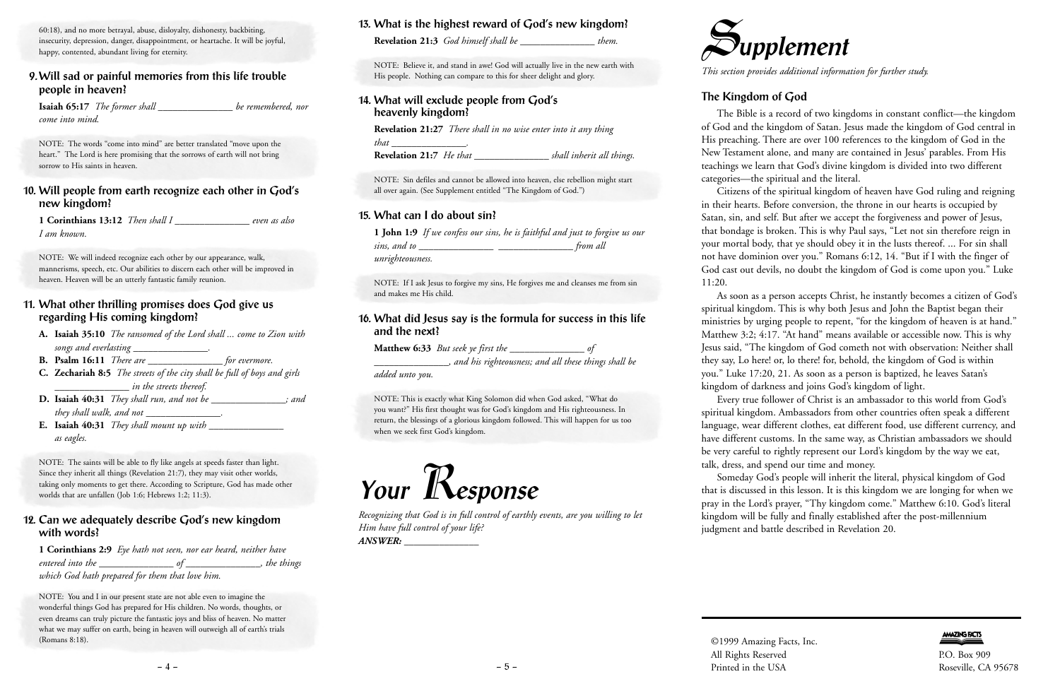60:18), and no more betrayal, abuse, disloyalty, dishonesty, backbiting, insecurity, depression, danger, disappointment, or heartache. It will be joyful, happy, contented, abundant living for eternity.

### 9. Will sad or painful memories from this life trouble people in heaven?

**Isaiah 65:17** *The former shall \_\_\_\_\_\_\_\_\_\_\_\_\_\_\_ be remembered, nor come into mind.*

NOTE: The words "come into mind" are better translated "move upon the heart." The Lord is here promising that the sorrows of earth will not bring sorrow to His saints in heaven.

### 10. Will people from earth recognize each other in God's new kingdom?

**1 Corinthians 13:12** *Then shall I \_\_\_\_\_\_\_\_\_\_\_\_\_\_\_ even as also I am known.*

NOTE: We will indeed recognize each other by our appearance, walk, mannerisms, speech, etc. Our abilities to discern each other will be improved in heaven. Heaven will be an utterly fantastic family reunion.

### 11. What other thrilling promises does God give us regarding His coming kingdom?

- **A. Isaiah 35:10** *The ransomed of the Lord shall ... come to Zion with songs and everlasting \_\_\_\_\_\_\_\_\_\_\_\_\_\_\_.*
- **B. Psalm 16:11** *There are \_\_\_\_\_\_\_\_\_\_\_\_\_\_\_ for evermore.*
- **C. Zechariah 8:5** *The streets of the city shall be full of boys and girls \_\_\_\_\_\_\_\_\_\_\_\_\_\_\_ in the streets thereof.*
- **D. Isaiah 40:31** *They shall run, and not be \_\_\_\_\_\_\_\_\_\_\_\_\_\_\_; and they shall walk, and not \_\_\_\_\_\_\_\_\_\_\_\_\_\_\_.*
- **E. Isaiah 40:31** *They shall mount up with \_\_\_\_\_\_\_\_\_\_\_\_\_\_\_ as eagles.*

NOTE: The saints will be able to fly like angels at speeds faster than light. Since they inherit all things (Revelation 21:7), they may visit other worlds, taking only moments to get there. According to Scripture, God has made other worlds that are unfallen (Job 1:6; Hebrews 1:2; 11:3).

### 12. Can we adequately describe God's new kingdom with words?

**1 Corinthians 2:9** *Eye hath not seen, nor ear heard, neither have entered into the \_\_\_\_\_\_\_\_\_\_\_\_\_\_\_ of \_\_\_\_\_\_\_\_\_\_\_\_\_\_\_, the things which God hath prepared for them that love him.*

NOTE: You and I in our present state are not able even to imagine the wonderful things God has prepared for His children. No words, thoughts, or even dreams can truly picture the fantastic joys and bliss of heaven. No matter what we may suffer on earth, being in heaven will outweigh all of earth's trials (Romans 8:18).

### 13. What is the highest reward of God's new kingdom?

**Revelation 21:3** *God himself shall be \_\_\_\_\_\_\_\_\_\_\_\_\_\_\_ them.*

NOTE: Believe it, and stand in awe! God will actually live in the new earth with His people. Nothing can compare to this for sheer delight and glory.

### 14. What will exclude people from God's heavenly kingdom?

**Revelation 21:27** *There shall in no wise enter into it any thing that \_\_\_\_\_\_\_\_\_\_\_\_\_\_\_.*
**Revelation 21:7** *He that \_\_\_\_\_\_\_\_\_\_\_\_\_\_\_ shall inherit all things.*

NOTE: Sin defiles and cannot be allowed into heaven, else rebellion might start all over again. (See Supplement entitled "The Kingdom of God.")

### 15. What can I do about sin?

**1 John 1:9** *If we confess our sins, he is faithful and just to forgive us our sins, and to \_\_\_\_\_\_\_\_\_\_\_\_\_\_\_ \_\_\_\_\_\_\_\_\_\_\_\_\_\_\_ from all unrighteousness.*

NOTE: If I ask Jesus to forgive my sins, He forgives me and cleanses me from sin and makes me His child.

### 16. What did Jesus say is the formula for success in this life and the next?

**Matthew 6:33** *But seek ye first the \_\_\_\_\_\_\_\_\_\_\_\_\_\_\_ of \_\_\_\_\_\_\_\_\_\_\_\_\_\_\_, and his righteousness; and all these things shall be added unto you.*

NOTE: This is exactly what King Solomon did when God asked, "What do you want?" His first thought was for God's kingdom and His righteousness. In return, the blessings of a glorious kingdom followed. This will happen for us too when we seek first God's kingdom.

# Your Response

*Recognizing that God is in full control of earthly events, are you willing to let Him have full control of your life?*
***ANSWER:*** \_\_\_\_\_\_\_\_\_\_\_\_\_\_\_

# Supplement

*This section provides additional information for further study.*

## The Kingdom of God

The Bible is a record of two kingdoms in constant conflict—the kingdom of God and the kingdom of Satan. Jesus made the kingdom of God central in His preaching. There are over 100 references to the kingdom of God in the New Testament alone, and many are contained in Jesus' parables. From His teachings we learn that God's divine kingdom is divided into two different categories—the spiritual and the literal.

Citizens of the spiritual kingdom of heaven have God ruling and reigning in their hearts. Before conversion, the throne in our hearts is occupied by Satan, sin, and self. But after we accept the forgiveness and power of Jesus, that bondage is broken. This is why Paul says, "Let not sin therefore reign in your mortal body, that ye should obey it in the lusts thereof. ... For sin shall not have dominion over you." Romans 6:12, 14. "But if I with the finger of God cast out devils, no doubt the kingdom of God is come upon you." Luke 11:20.

As soon as a person accepts Christ, he instantly becomes a citizen of God's spiritual kingdom. This is why both Jesus and John the Baptist began their ministries by urging people to repent, "for the kingdom of heaven is at hand." Matthew 3:2; 4:17. "At hand" means available or accessible now. This is why Jesus said, "The kingdom of God cometh not with observation: Neither shall they say, Lo here! or, lo there! for, behold, the kingdom of God is within you." Luke 17:20, 21. As soon as a person is baptized, he leaves Satan's kingdom of darkness and joins God's kingdom of light.

Every true follower of Christ is an ambassador to this world from God's spiritual kingdom. Ambassadors from other countries often speak a different language, wear different clothes, eat different food, use different currency, and have different customs. In the same way, as Christian ambassadors we should be very careful to rightly represent our Lord's kingdom by the way we eat, talk, dress, and spend our time and money.

Someday God's people will inherit the literal, physical kingdom of God that is discussed in this lesson. It is this kingdom we are longing for when we pray in the Lord's prayer, "Thy kingdom come." Matthew 6:10. God's literal kingdom will be fully and finally established after the post-millennium judgment and battle described in Revelation 20.

©1999 Amazing Facts, Inc.
All Rights Reserved
Printed in the USA

AMAZING FACTS
P.O. Box 909
Roseville, CA 95678